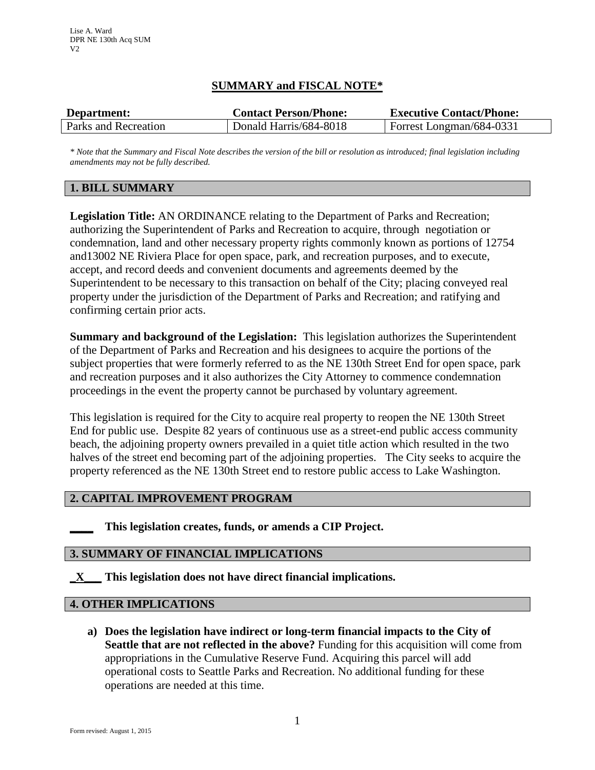Lise A. Ward
DPR NE 130th Acq SUM
V2

## SUMMARY and FISCAL NOTE*

| Department: | Contact Person/Phone: | Executive Contact/Phone: |
|---|---|---|
| Parks and Recreation | Donald Harris/684-8018 | Forrest Longman/684-0331 |

*\* Note that the Summary and Fiscal Note describes the version of the bill or resolution as introduced; final legislation including amendments may not be fully described.*

### 1. BILL SUMMARY

**Legislation Title:** AN ORDINANCE relating to the Department of Parks and Recreation; authorizing the Superintendent of Parks and Recreation to acquire, through negotiation or condemnation, land and other necessary property rights commonly known as portions of 12754 and13002 NE Riviera Place for open space, park, and recreation purposes, and to execute, accept, and record deeds and convenient documents and agreements deemed by the Superintendent to be necessary to this transaction on behalf of the City; placing conveyed real property under the jurisdiction of the Department of Parks and Recreation; and ratifying and confirming certain prior acts.

**Summary and background of the Legislation:** This legislation authorizes the Superintendent of the Department of Parks and Recreation and his designees to acquire the portions of the subject properties that were formerly referred to as the NE 130th Street End for open space, park and recreation purposes and it also authorizes the City Attorney to commence condemnation proceedings in the event the property cannot be purchased by voluntary agreement.

This legislation is required for the City to acquire real property to reopen the NE 130th Street End for public use. Despite 82 years of continuous use as a street-end public access community beach, the adjoining property owners prevailed in a quiet title action which resulted in the two halves of the street end becoming part of the adjoining properties. The City seeks to acquire the property referenced as the NE 130th Street end to restore public access to Lake Washington.

### 2. CAPITAL IMPROVEMENT PROGRAM

**____ This legislation creates, funds, or amends a CIP Project.**

### 3. SUMMARY OF FINANCIAL IMPLICATIONS

**_X___ This legislation does not have direct financial implications.**

### 4. OTHER IMPLICATIONS

a) **Does the legislation have indirect or long-term financial impacts to the City of Seattle that are not reflected in the above?** Funding for this acquisition will come from appropriations in the Cumulative Reserve Fund. Acquiring this parcel will add operational costs to Seattle Parks and Recreation. No additional funding for these operations are needed at this time.

Form revised: August 1, 2015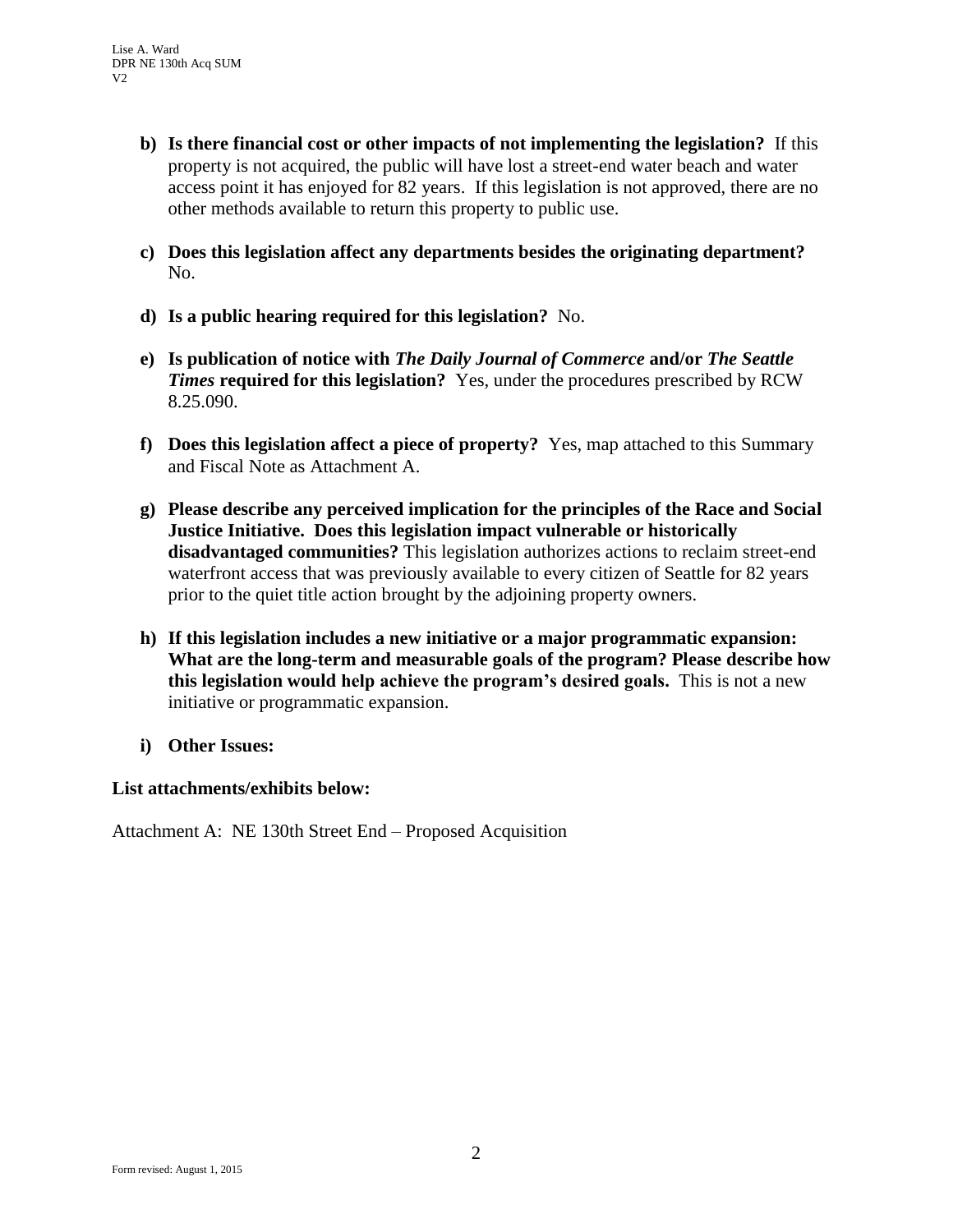**b) Is there financial cost or other impacts of not implementing the legislation?** If this property is not acquired, the public will have lost a street-end water beach and water access point it has enjoyed for 82 years. If this legislation is not approved, there are no other methods available to return this property to public use.

**c) Does this legislation affect any departments besides the originating department?** No.

**d) Is a public hearing required for this legislation?** No.

**e) Is publication of notice with *The Daily Journal of Commerce* and/or *The Seattle Times* required for this legislation?** Yes, under the procedures prescribed by RCW 8.25.090.

**f) Does this legislation affect a piece of property?** Yes, map attached to this Summary and Fiscal Note as Attachment A.

**g) Please describe any perceived implication for the principles of the Race and Social Justice Initiative. Does this legislation impact vulnerable or historically disadvantaged communities?** This legislation authorizes actions to reclaim street-end waterfront access that was previously available to every citizen of Seattle for 82 years prior to the quiet title action brought by the adjoining property owners.

**h) If this legislation includes a new initiative or a major programmatic expansion: What are the long-term and measurable goals of the program? Please describe how this legislation would help achieve the program's desired goals.** This is not a new initiative or programmatic expansion.

**i) Other Issues:**

**List attachments/exhibits below:**

Attachment A: NE 130th Street End – Proposed Acquisition